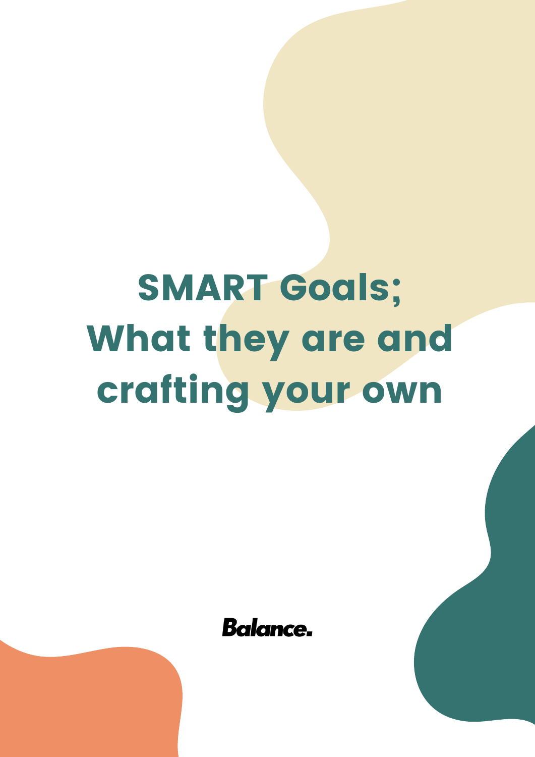# SMART Goals; What they are and crafting your own

**Balance.**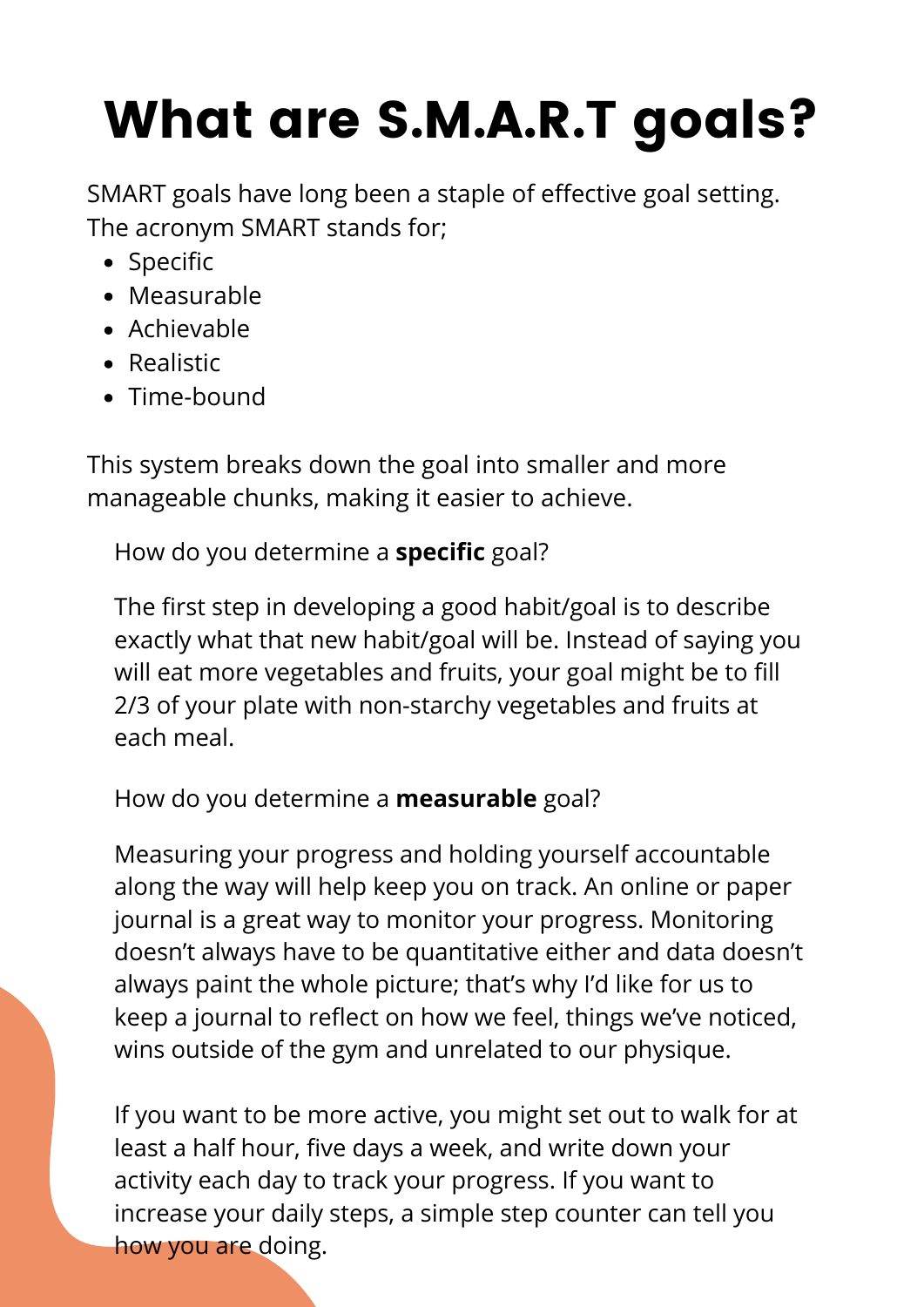# What are S.M.A.R.T goals?

SMART goals have long been a staple of effective goal setting. The acronym SMART stands for;

- Specific
- Measurable
- Achievable
- Realistic
- Time-bound

This system breaks down the goal into smaller and more manageable chunks, making it easier to achieve.

How do you determine a **specific** goal?

The first step in developing a good habit/goal is to describe exactly what that new habit/goal will be. Instead of saying you will eat more vegetables and fruits, your goal might be to fill 2/3 of your plate with non-starchy vegetables and fruits at each meal.

How do you determine a **measurable** goal?

Measuring your progress and holding yourself accountable along the way will help keep you on track. An online or paper journal is a great way to monitor your progress. Monitoring doesn't always have to be quantitative either and data doesn't always paint the whole picture; that's why I'd like for us to keep a journal to reflect on how we feel, things we've noticed, wins outside of the gym and unrelated to our physique.

If you want to be more active, you might set out to walk for at least a half hour, five days a week, and write down your activity each day to track your progress. If you want to increase your daily steps, a simple step counter can tell you how you are doing.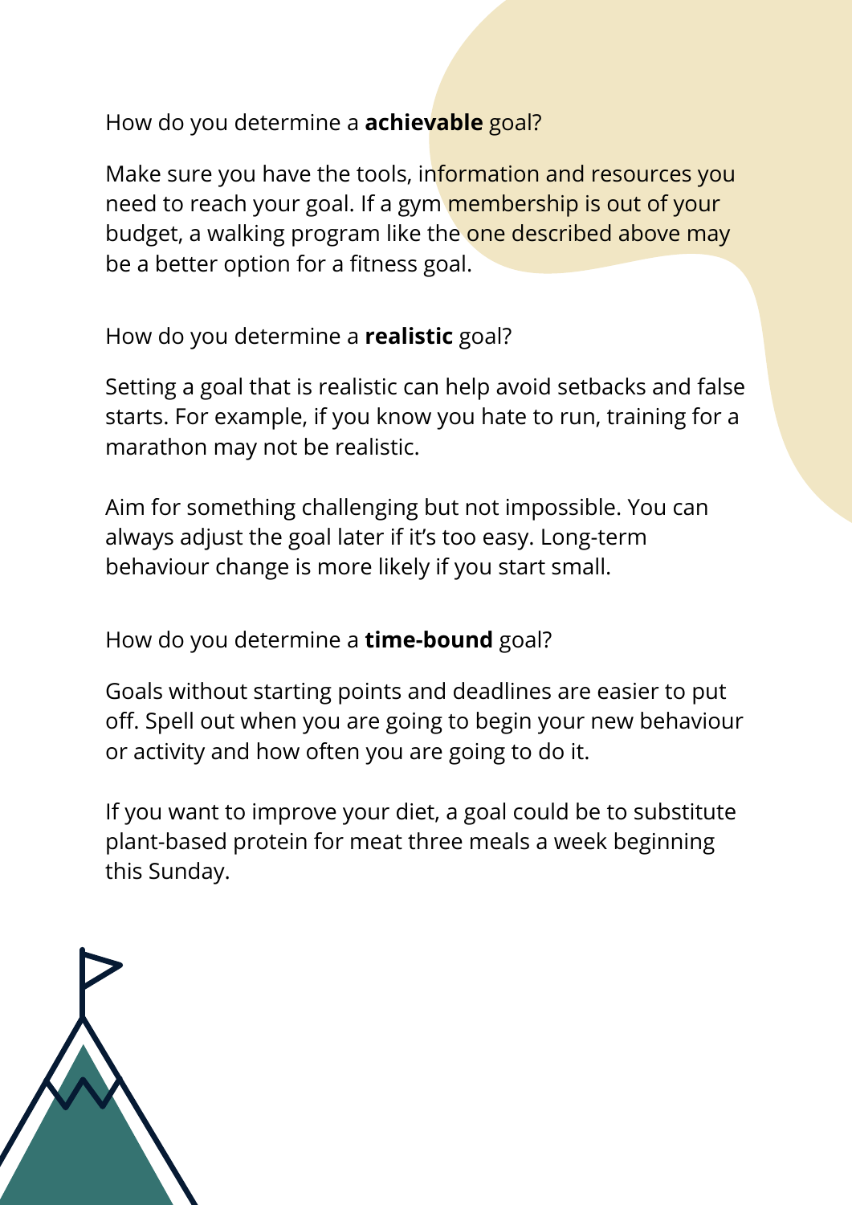How do you determine a **achievable** goal?

Make sure you have the tools, information and resources you need to reach your goal. If a gym membership is out of your budget, a walking program like the one described above may be a better option for a fitness goal.

How do you determine a **realistic** goal?

Setting a goal that is realistic can help avoid setbacks and false starts. For example, if you know you hate to run, training for a marathon may not be realistic.

Aim for something challenging but not impossible. You can always adjust the goal later if it's too easy. Long-term behaviour change is more likely if you start small.

How do you determine a **time-bound** goal?

Goals without starting points and deadlines are easier to put off. Spell out when you are going to begin your new behaviour or activity and how often you are going to do it.

If you want to improve your diet, a goal could be to substitute plant-based protein for meat three meals a week beginning this Sunday.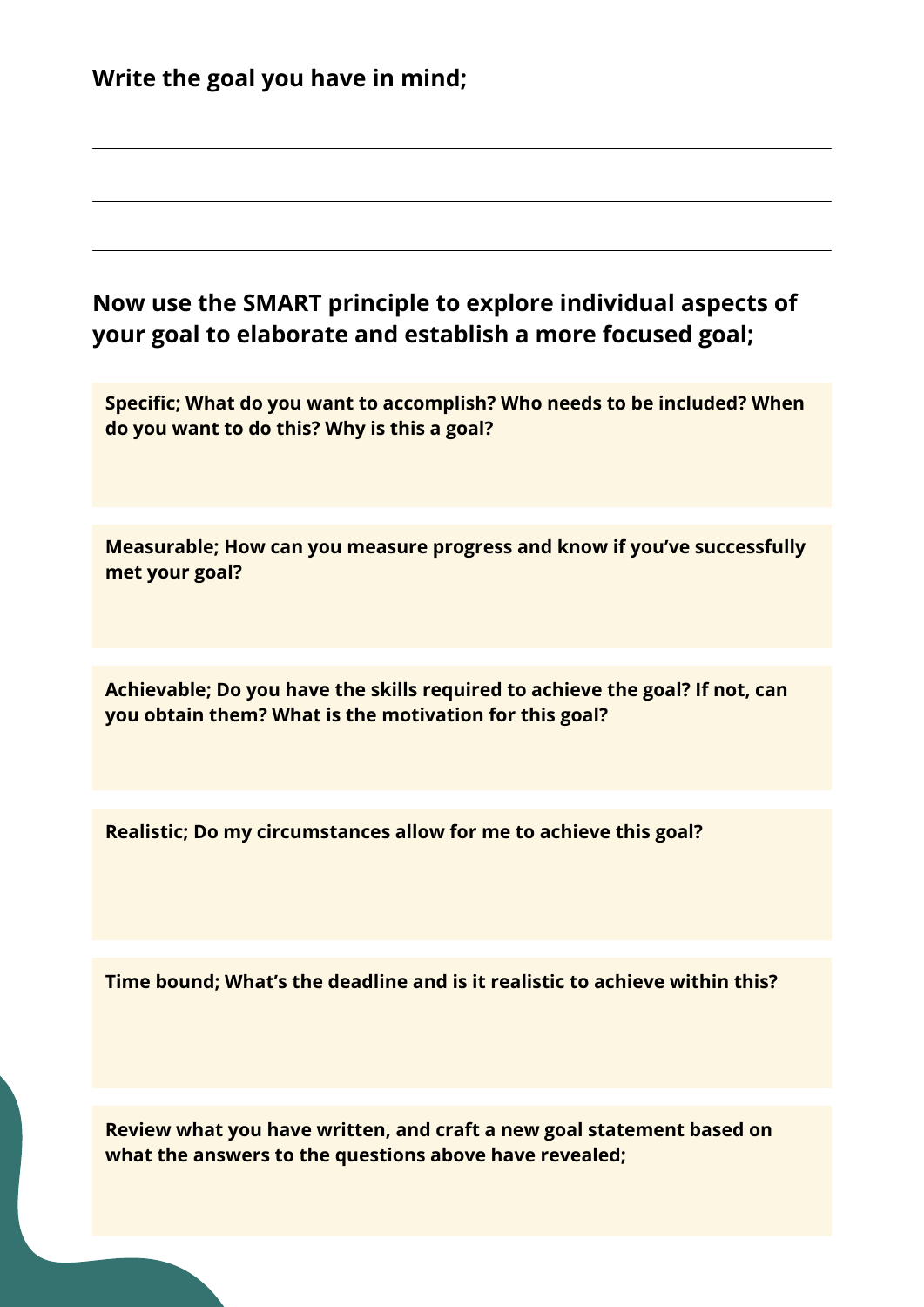**Write the goal you have in mind;**

\_\_\_\_\_\_\_\_\_\_\_\_\_\_\_\_\_\_\_\_\_\_\_\_\_\_\_\_\_\_\_\_\_\_\_\_\_\_\_\_

\_\_\_\_\_\_\_\_\_\_\_\_\_\_\_\_\_\_\_\_\_\_\_\_\_\_\_\_\_\_\_\_\_\_\_\_\_\_\_\_

\_\_\_\_\_\_\_\_\_\_\_\_\_\_\_\_\_\_\_\_\_\_\_\_\_\_\_\_\_\_\_\_\_\_\_\_\_\_\_\_

**Now use the SMART principle to explore individual aspects of your goal to elaborate and establish a more focused goal;**

**Specific; What do you want to accomplish? Who needs to be included? When do you want to do this? Why is this a goal?**

**Measurable; How can you measure progress and know if you've successfully met your goal?**

**Achievable; Do you have the skills required to achieve the goal? If not, can you obtain them? What is the motivation for this goal?**

**Realistic; Do my circumstances allow for me to achieve this goal?**

**Time bound; What's the deadline and is it realistic to achieve within this?**

**Review what you have written, and craft a new goal statement based on what the answers to the questions above have revealed;**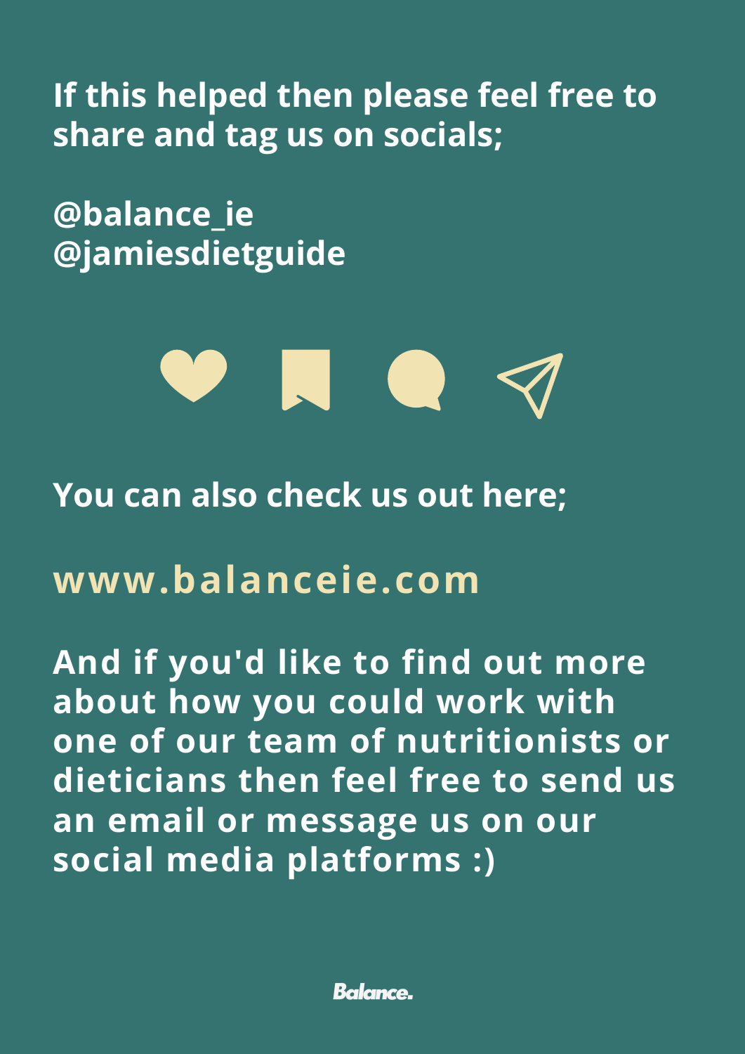**If this helped then please feel free to share and tag us on socials;**

**@balance_ie**
**@jamiesdietguide**

**You can also check us out here;**

**www.balanceie.com**

**And if you'd like to find out more about how you could work with one of our team of nutritionists or dieticians then feel free to send us an email or message us on our social media platforms :)**

Balance.